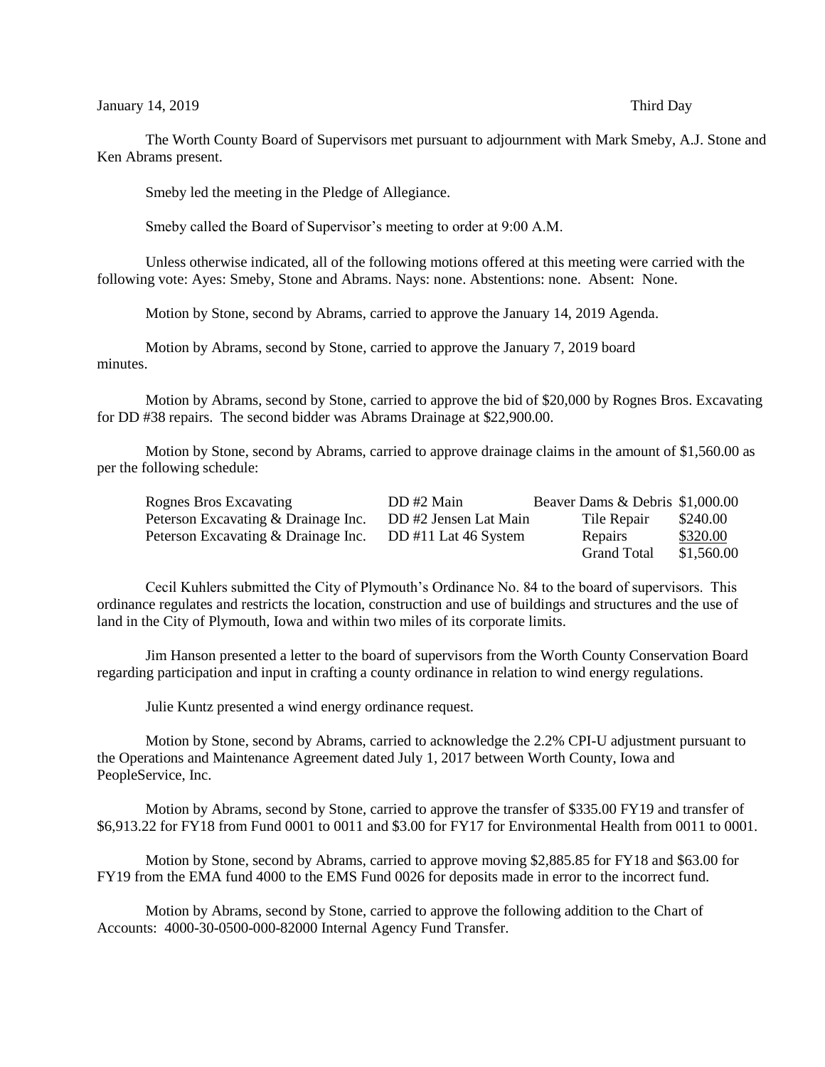January 14, 2019 Third Day

The Worth County Board of Supervisors met pursuant to adjournment with Mark Smeby, A.J. Stone and Ken Abrams present.

Smeby led the meeting in the Pledge of Allegiance.

Smeby called the Board of Supervisor's meeting to order at 9:00 A.M.

Unless otherwise indicated, all of the following motions offered at this meeting were carried with the following vote: Ayes: Smeby, Stone and Abrams. Nays: none. Abstentions: none. Absent: None.

Motion by Stone, second by Abrams, carried to approve the January 14, 2019 Agenda.

Motion by Abrams, second by Stone, carried to approve the January 7, 2019 board minutes.

Motion by Abrams, second by Stone, carried to approve the bid of $20,000 by Rognes Bros. Excavating for DD #38 repairs. The second bidder was Abrams Drainage at $22,900.00.

Motion by Stone, second by Abrams, carried to approve drainage claims in the amount of $1,560.00 as per the following schedule:

| | | | |
|---|---|---|---|
| Rognes Bros Excavating | DD #2 Main | Beaver Dams & Debris | $1,000.00 |
| Peterson Excavating & Drainage Inc. | DD #2 Jensen Lat Main | Tile Repair | $240.00 |
| Peterson Excavating & Drainage Inc. | DD #11 Lat 46 System | Repairs | $320.00 |
| | | Grand Total | $1,560.00 |

Cecil Kuhlers submitted the City of Plymouth's Ordinance No. 84 to the board of supervisors. This ordinance regulates and restricts the location, construction and use of buildings and structures and the use of land in the City of Plymouth, Iowa and within two miles of its corporate limits.

Jim Hanson presented a letter to the board of supervisors from the Worth County Conservation Board regarding participation and input in crafting a county ordinance in relation to wind energy regulations.

Julie Kuntz presented a wind energy ordinance request.

Motion by Stone, second by Abrams, carried to acknowledge the 2.2% CPI-U adjustment pursuant to the Operations and Maintenance Agreement dated July 1, 2017 between Worth County, Iowa and PeopleService, Inc.

Motion by Abrams, second by Stone, carried to approve the transfer of $335.00 FY19 and transfer of $6,913.22 for FY18 from Fund 0001 to 0011 and $3.00 for FY17 for Environmental Health from 0011 to 0001.

Motion by Stone, second by Abrams, carried to approve moving $2,885.85 for FY18 and $63.00 for FY19 from the EMA fund 4000 to the EMS Fund 0026 for deposits made in error to the incorrect fund.

Motion by Abrams, second by Stone, carried to approve the following addition to the Chart of Accounts: 4000-30-0500-000-82000 Internal Agency Fund Transfer.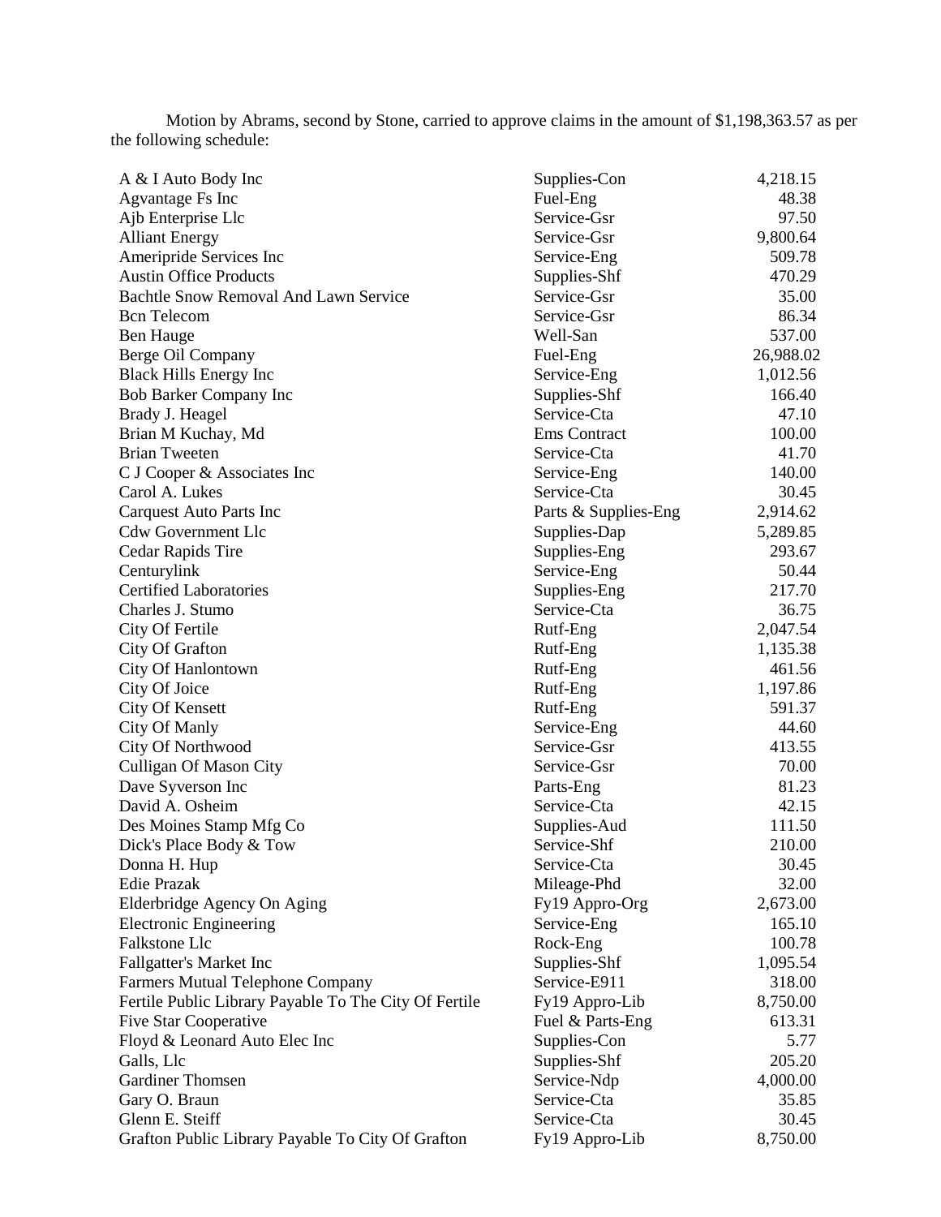Motion by Abrams, second by Stone, carried to approve claims in the amount of $1,198,363.57 as per the following schedule:

| | | |
|---|---|---|
| A & I Auto Body Inc | Supplies-Con | 4,218.15 |
| Agvantage Fs Inc | Fuel-Eng | 48.38 |
| Ajb Enterprise Llc | Service-Gsr | 97.50 |
| Alliant Energy | Service-Gsr | 9,800.64 |
| Ameripride Services Inc | Service-Eng | 509.78 |
| Austin Office Products | Supplies-Shf | 470.29 |
| Bachtle Snow Removal And Lawn Service | Service-Gsr | 35.00 |
| Bcn Telecom | Service-Gsr | 86.34 |
| Ben Hauge | Well-San | 537.00 |
| Berge Oil Company | Fuel-Eng | 26,988.02 |
| Black Hills Energy Inc | Service-Eng | 1,012.56 |
| Bob Barker Company Inc | Supplies-Shf | 166.40 |
| Brady J. Heagel | Service-Cta | 47.10 |
| Brian M Kuchay, Md | Ems Contract | 100.00 |
| Brian Tweeten | Service-Cta | 41.70 |
| C J Cooper & Associates Inc | Service-Eng | 140.00 |
| Carol A. Lukes | Service-Cta | 30.45 |
| Carquest Auto Parts Inc | Parts & Supplies-Eng | 2,914.62 |
| Cdw Government Llc | Supplies-Dap | 5,289.85 |
| Cedar Rapids Tire | Supplies-Eng | 293.67 |
| Centurylink | Service-Eng | 50.44 |
| Certified Laboratories | Supplies-Eng | 217.70 |
| Charles J. Stumo | Service-Cta | 36.75 |
| City Of Fertile | Rutf-Eng | 2,047.54 |
| City Of Grafton | Rutf-Eng | 1,135.38 |
| City Of Hanlontown | Rutf-Eng | 461.56 |
| City Of Joice | Rutf-Eng | 1,197.86 |
| City Of Kensett | Rutf-Eng | 591.37 |
| City Of Manly | Service-Eng | 44.60 |
| City Of Northwood | Service-Gsr | 413.55 |
| Culligan Of Mason City | Service-Gsr | 70.00 |
| Dave Syverson Inc | Parts-Eng | 81.23 |
| David A. Osheim | Service-Cta | 42.15 |
| Des Moines Stamp Mfg Co | Supplies-Aud | 111.50 |
| Dick's Place Body & Tow | Service-Shf | 210.00 |
| Donna H. Hup | Service-Cta | 30.45 |
| Edie Prazak | Mileage-Phd | 32.00 |
| Elderbridge Agency On Aging | Fy19 Appro-Org | 2,673.00 |
| Electronic Engineering | Service-Eng | 165.10 |
| Falkstone Llc | Rock-Eng | 100.78 |
| Fallgatter's Market Inc | Supplies-Shf | 1,095.54 |
| Farmers Mutual Telephone Company | Service-E911 | 318.00 |
| Fertile Public Library Payable To The City Of Fertile | Fy19 Appro-Lib | 8,750.00 |
| Five Star Cooperative | Fuel & Parts-Eng | 613.31 |
| Floyd & Leonard Auto Elec Inc | Supplies-Con | 5.77 |
| Galls, Llc | Supplies-Shf | 205.20 |
| Gardiner Thomsen | Service-Ndp | 4,000.00 |
| Gary O. Braun | Service-Cta | 35.85 |
| Glenn E. Steiff | Service-Cta | 30.45 |
| Grafton Public Library Payable To City Of Grafton | Fy19 Appro-Lib | 8,750.00 |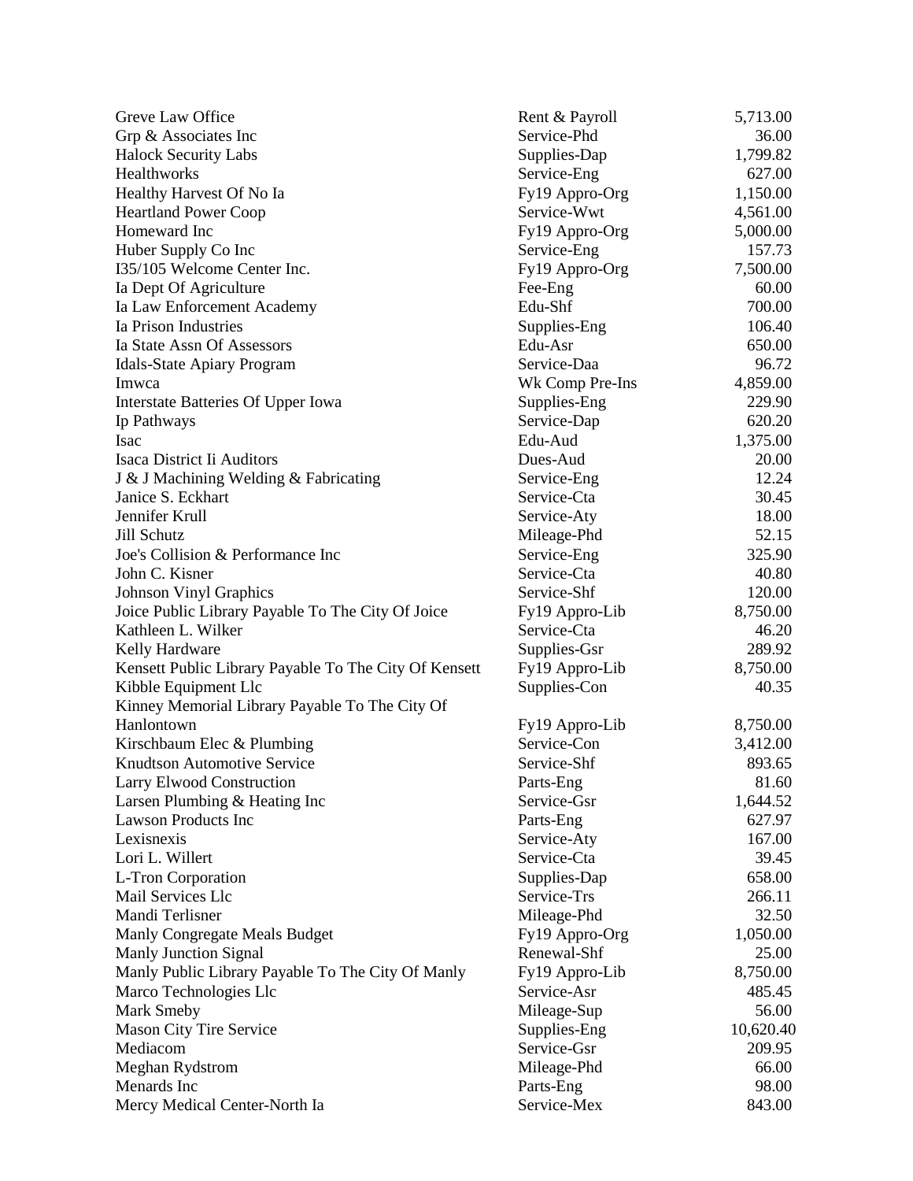| | | |
|---|---|---|
| Greve Law Office | Rent & Payroll | 5,713.00 |
| Grp & Associates Inc | Service-Phd | 36.00 |
| Halock Security Labs | Supplies-Dap | 1,799.82 |
| Healthworks | Service-Eng | 627.00 |
| Healthy Harvest Of No Ia | Fy19 Appro-Org | 1,150.00 |
| Heartland Power Coop | Service-Wwt | 4,561.00 |
| Homeward Inc | Fy19 Appro-Org | 5,000.00 |
| Huber Supply Co Inc | Service-Eng | 157.73 |
| I35/105 Welcome Center Inc. | Fy19 Appro-Org | 7,500.00 |
| Ia Dept Of Agriculture | Fee-Eng | 60.00 |
| Ia Law Enforcement Academy | Edu-Shf | 700.00 |
| Ia Prison Industries | Supplies-Eng | 106.40 |
| Ia State Assn Of Assessors | Edu-Asr | 650.00 |
| Idals-State Apiary Program | Service-Daa | 96.72 |
| Imwca | Wk Comp Pre-Ins | 4,859.00 |
| Interstate Batteries Of Upper Iowa | Supplies-Eng | 229.90 |
| Ip Pathways | Service-Dap | 620.20 |
| Isac | Edu-Aud | 1,375.00 |
| Isaca District Ii Auditors | Dues-Aud | 20.00 |
| J & J Machining Welding & Fabricating | Service-Eng | 12.24 |
| Janice S. Eckhart | Service-Cta | 30.45 |
| Jennifer Krull | Service-Aty | 18.00 |
| Jill Schutz | Mileage-Phd | 52.15 |
| Joe's Collision & Performance Inc | Service-Eng | 325.90 |
| John C. Kisner | Service-Cta | 40.80 |
| Johnson Vinyl Graphics | Service-Shf | 120.00 |
| Joice Public Library Payable To The City Of Joice | Fy19 Appro-Lib | 8,750.00 |
| Kathleen L. Wilker | Service-Cta | 46.20 |
| Kelly Hardware | Supplies-Gsr | 289.92 |
| Kensett Public Library Payable To The City Of Kensett | Fy19 Appro-Lib | 8,750.00 |
| Kibble Equipment Llc | Supplies-Con | 40.35 |
| Kinney Memorial Library Payable To The City Of Hanlontown | Fy19 Appro-Lib | 8,750.00 |
| Kirschbaum Elec & Plumbing | Service-Con | 3,412.00 |
| Knudtson Automotive Service | Service-Shf | 893.65 |
| Larry Elwood Construction | Parts-Eng | 81.60 |
| Larsen Plumbing & Heating Inc | Service-Gsr | 1,644.52 |
| Lawson Products Inc | Parts-Eng | 627.97 |
| Lexisnexis | Service-Aty | 167.00 |
| Lori L. Willert | Service-Cta | 39.45 |
| L-Tron Corporation | Supplies-Dap | 658.00 |
| Mail Services Llc | Service-Trs | 266.11 |
| Mandi Terlisner | Mileage-Phd | 32.50 |
| Manly Congregate Meals Budget | Fy19 Appro-Org | 1,050.00 |
| Manly Junction Signal | Renewal-Shf | 25.00 |
| Manly Public Library Payable To The City Of Manly | Fy19 Appro-Lib | 8,750.00 |
| Marco Technologies Llc | Service-Asr | 485.45 |
| Mark Smeby | Mileage-Sup | 56.00 |
| Mason City Tire Service | Supplies-Eng | 10,620.40 |
| Mediacom | Service-Gsr | 209.95 |
| Meghan Rydstrom | Mileage-Phd | 66.00 |
| Menards Inc | Parts-Eng | 98.00 |
| Mercy Medical Center-North Ia | Service-Mex | 843.00 |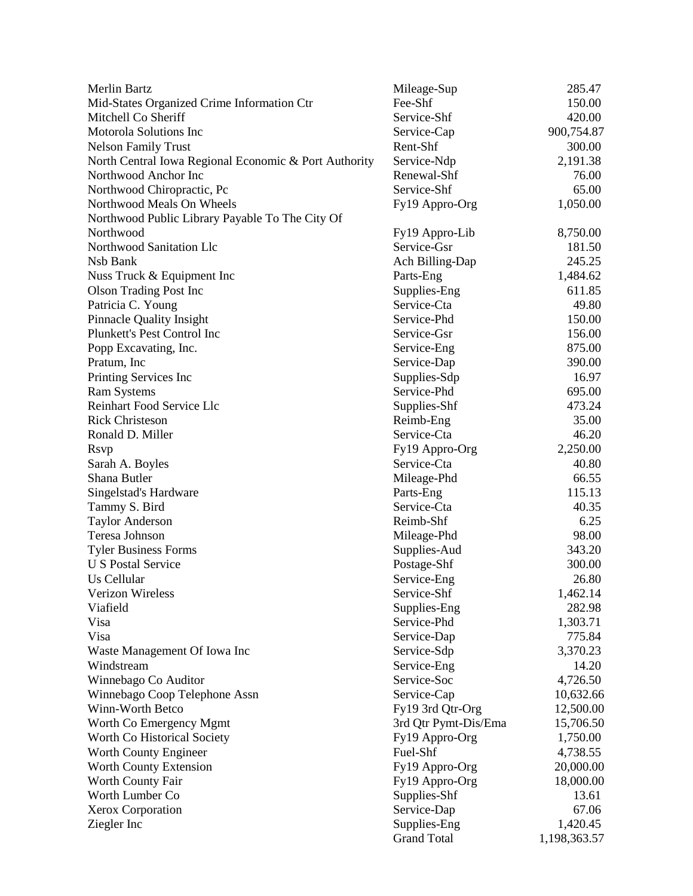| | | |
|---|---|---|
| Merlin Bartz | Mileage-Sup | 285.47 |
| Mid-States Organized Crime Information Ctr | Fee-Shf | 150.00 |
| Mitchell Co Sheriff | Service-Shf | 420.00 |
| Motorola Solutions Inc | Service-Cap | 900,754.87 |
| Nelson Family Trust | Rent-Shf | 300.00 |
| North Central Iowa Regional Economic & Port Authority | Service-Ndp | 2,191.38 |
| Northwood Anchor Inc | Renewal-Shf | 76.00 |
| Northwood Chiropractic, Pc | Service-Shf | 65.00 |
| Northwood Meals On Wheels | Fy19 Appro-Org | 1,050.00 |
| Northwood Public Library Payable To The City Of Northwood | Fy19 Appro-Lib | 8,750.00 |
| Northwood Sanitation Llc | Service-Gsr | 181.50 |
| Nsb Bank | Ach Billing-Dap | 245.25 |
| Nuss Truck & Equipment Inc | Parts-Eng | 1,484.62 |
| Olson Trading Post Inc | Supplies-Eng | 611.85 |
| Patricia C. Young | Service-Cta | 49.80 |
| Pinnacle Quality Insight | Service-Phd | 150.00 |
| Plunkett's Pest Control Inc | Service-Gsr | 156.00 |
| Popp Excavating, Inc. | Service-Eng | 875.00 |
| Pratum, Inc | Service-Dap | 390.00 |
| Printing Services Inc | Supplies-Sdp | 16.97 |
| Ram Systems | Service-Phd | 695.00 |
| Reinhart Food Service Llc | Supplies-Shf | 473.24 |
| Rick Christeson | Reimb-Eng | 35.00 |
| Ronald D. Miller | Service-Cta | 46.20 |
| Rsvp | Fy19 Appro-Org | 2,250.00 |
| Sarah A. Boyles | Service-Cta | 40.80 |
| Shana Butler | Mileage-Phd | 66.55 |
| Singelstad's Hardware | Parts-Eng | 115.13 |
| Tammy S. Bird | Service-Cta | 40.35 |
| Taylor Anderson | Reimb-Shf | 6.25 |
| Teresa Johnson | Mileage-Phd | 98.00 |
| Tyler Business Forms | Supplies-Aud | 343.20 |
| U S Postal Service | Postage-Shf | 300.00 |
| Us Cellular | Service-Eng | 26.80 |
| Verizon Wireless | Service-Shf | 1,462.14 |
| Viafield | Supplies-Eng | 282.98 |
| Visa | Service-Phd | 1,303.71 |
| Visa | Service-Dap | 775.84 |
| Waste Management Of Iowa Inc | Service-Sdp | 3,370.23 |
| Windstream | Service-Eng | 14.20 |
| Winnebago Co Auditor | Service-Soc | 4,726.50 |
| Winnebago Coop Telephone Assn | Service-Cap | 10,632.66 |
| Winn-Worth Betco | Fy19 3rd Qtr-Org | 12,500.00 |
| Worth Co Emergency Mgmt | 3rd Qtr Pymt-Dis/Ema | 15,706.50 |
| Worth Co Historical Society | Fy19 Appro-Org | 1,750.00 |
| Worth County Engineer | Fuel-Shf | 4,738.55 |
| Worth County Extension | Fy19 Appro-Org | 20,000.00 |
| Worth County Fair | Fy19 Appro-Org | 18,000.00 |
| Worth Lumber Co | Supplies-Shf | 13.61 |
| Xerox Corporation | Service-Dap | 67.06 |
| Ziegler Inc | Supplies-Eng | 1,420.45 |
| | Grand Total | 1,198,363.57 |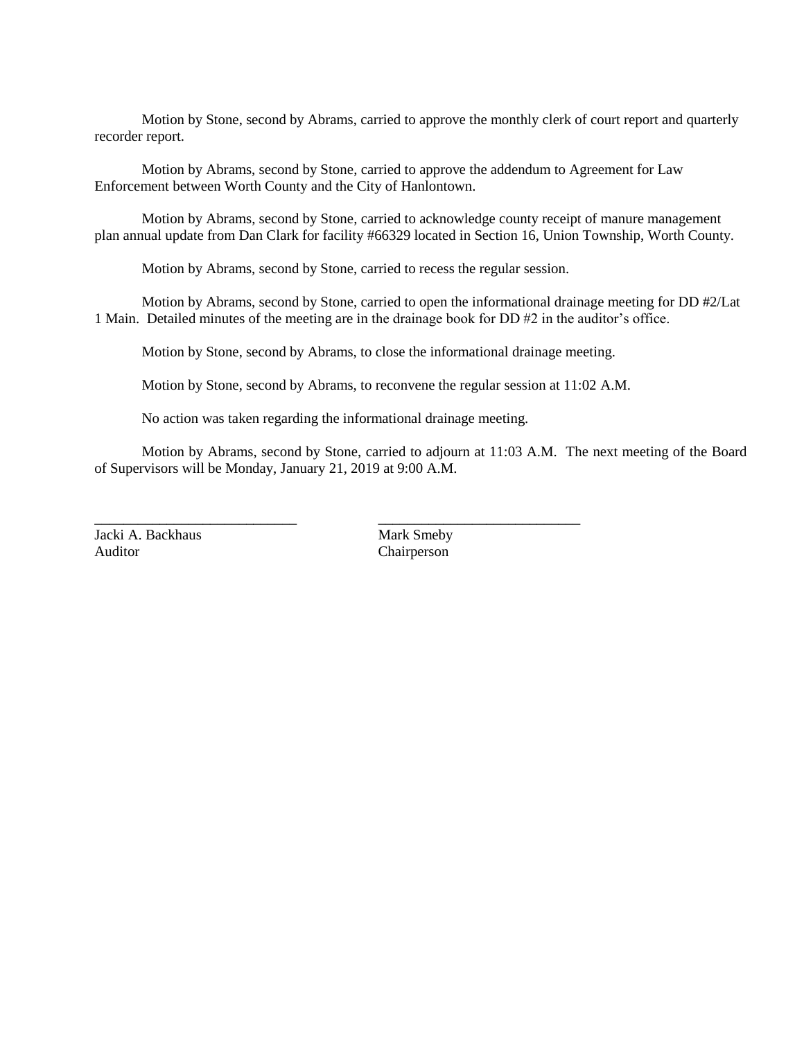Motion by Stone, second by Abrams, carried to approve the monthly clerk of court report and quarterly recorder report.

Motion by Abrams, second by Stone, carried to approve the addendum to Agreement for Law Enforcement between Worth County and the City of Hanlontown.

Motion by Abrams, second by Stone, carried to acknowledge county receipt of manure management plan annual update from Dan Clark for facility #66329 located in Section 16, Union Township, Worth County.

Motion by Abrams, second by Stone, carried to recess the regular session.

Motion by Abrams, second by Stone, carried to open the informational drainage meeting for DD #2/Lat 1 Main. Detailed minutes of the meeting are in the drainage book for DD #2 in the auditor's office.

Motion by Stone, second by Abrams, to close the informational drainage meeting.

Motion by Stone, second by Abrams, to reconvene the regular session at 11:02 A.M.

No action was taken regarding the informational drainage meeting.

Motion by Abrams, second by Stone, carried to adjourn at 11:03 A.M. The next meeting of the Board of Supervisors will be Monday, January 21, 2019 at 9:00 A.M.

| | |
|---|---|
| ____________________________ | ____________________________ |
| Jacki A. Backhaus | Mark Smeby |
| Auditor | Chairperson |